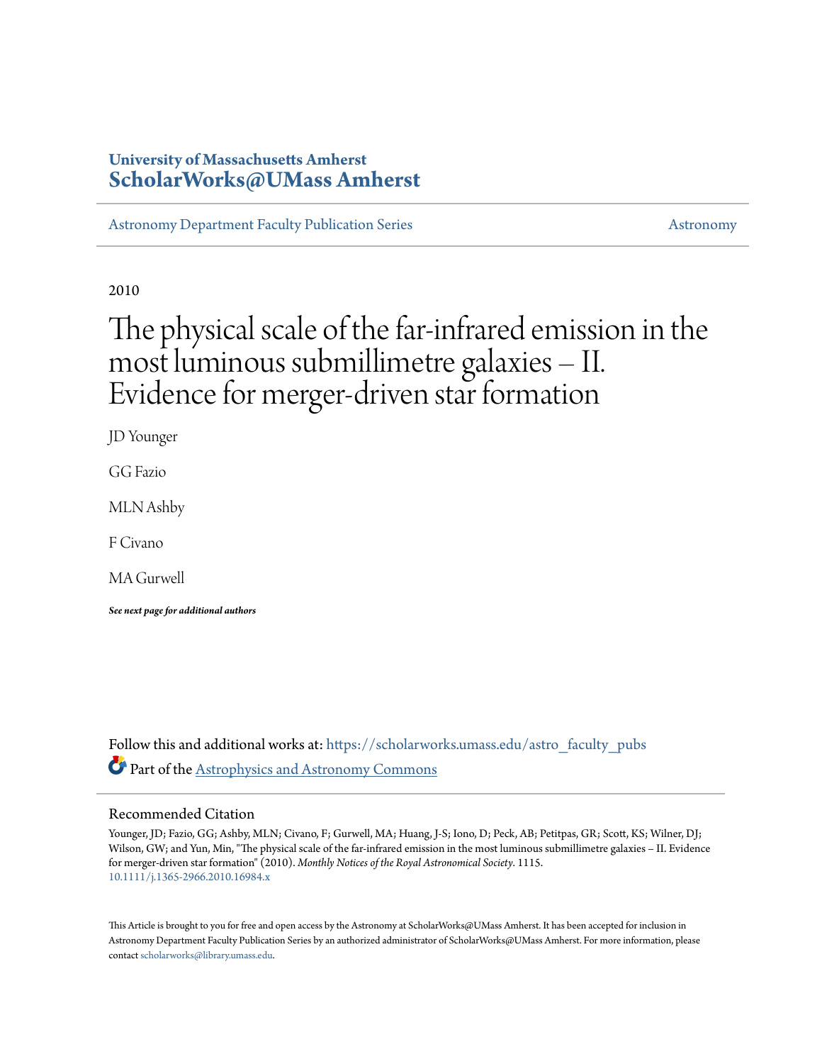University of Massachusetts Amherst
**ScholarWorks@UMass Amherst**

Astronomy Department Faculty Publication Series — Astronomy

2010

# The physical scale of the far-infrared emission in the most luminous submillimetre galaxies – II. Evidence for merger-driven star formation

JD Younger

GG Fazio

MLN Ashby

F Civano

MA Gurwell

***See next page for additional authors***

Follow this and additional works at: https://scholarworks.umass.edu/astro_faculty_pubs

Part of the Astrophysics and Astronomy Commons

## Recommended Citation

Younger, JD; Fazio, GG; Ashby, MLN; Civano, F; Gurwell, MA; Huang, J-S; Iono, D; Peck, AB; Petitpas, GR; Scott, KS; Wilner, DJ; Wilson, GW; and Yun, Min, "The physical scale of the far-infrared emission in the most luminous submillimetre galaxies – II. Evidence for merger-driven star formation" (2010). *Monthly Notices of the Royal Astronomical Society*. 1115.
10.1111/j.1365-2966.2010.16984.x

This Article is brought to you for free and open access by the Astronomy at ScholarWorks@UMass Amherst. It has been accepted for inclusion in Astronomy Department Faculty Publication Series by an authorized administrator of ScholarWorks@UMass Amherst. For more information, please contact scholarworks@library.umass.edu.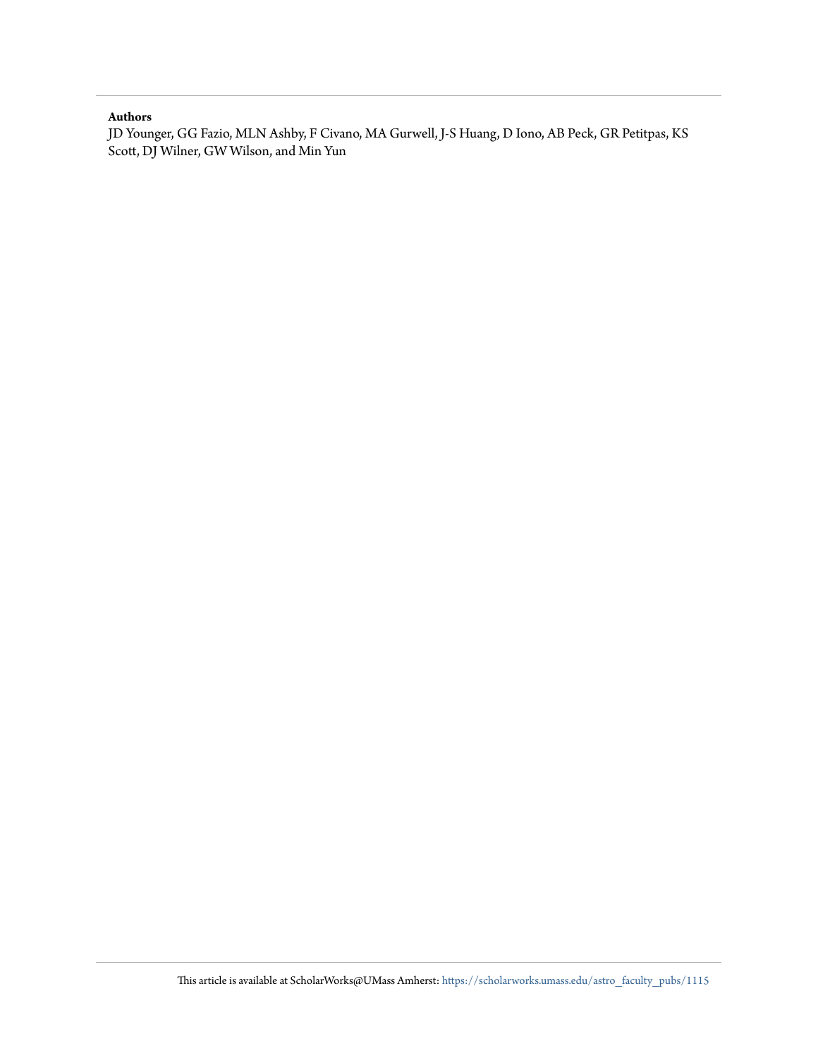**Authors**

JD Younger, GG Fazio, MLN Ashby, F Civano, MA Gurwell, J-S Huang, D Iono, AB Peck, GR Petitpas, KS Scott, DJ Wilner, GW Wilson, and Min Yun

This article is available at ScholarWorks@UMass Amherst: https://scholarworks.umass.edu/astro_faculty_pubs/1115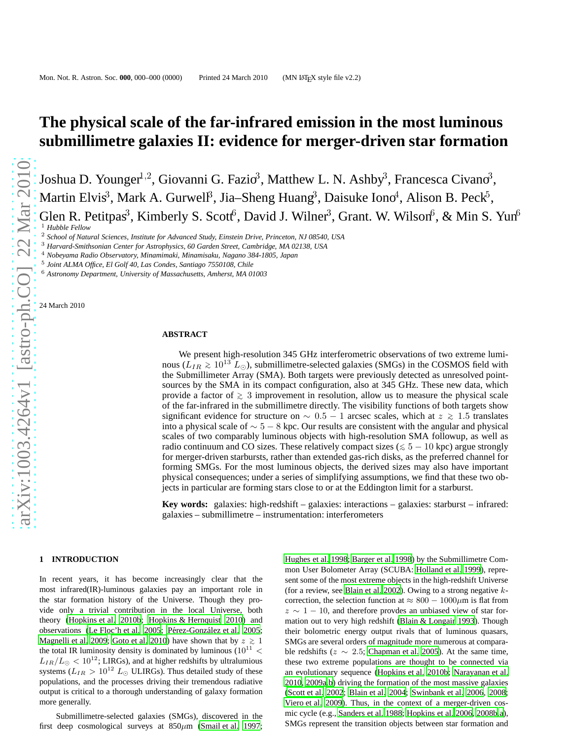# The physical scale of the far-infrared emission in the most luminous submillimetre galaxies II: evidence for merger-driven star formation

Joshua D. Younger[1,2], Giovanni G. Fazio[3], Matthew L. N. Ashby[3], Francesca Civano[3], Martin Elvis[3], Mark A. Gurwell[3], Jia–Sheng Huang[3], Daisuke Iono[4], Alison B. Peck[5], Glen R. Petitpas[3], Kimberly S. Scott[6], David J. Wilner[3], Grant. W. Wilson[6], & Min S. Yun[6]

[1] *Hubble Fellow*
[2] *School of Natural Sciences, Institute for Advanced Study, Einstein Drive, Princeton, NJ 08540, USA*
[3] *Harvard-Smithsonian Center for Astrophysics, 60 Garden Street, Cambridge, MA 02138, USA*
[4] *Nobeyama Radio Observatory, Minamimaki, Minamisaku, Nagano 384-1805, Japan*
[5] *Joint ALMA Office, El Golf 40, Las Condes, Santiago 7550108, Chile*
[6] *Astronomy Department, University of Massachusetts, Amherst, MA 01003*

24 March 2010

## ABSTRACT

We present high-resolution 345 GHz interferometric observations of two extreme luminous ($L_{IR} \gtrsim 10^{13}$ $L_{\odot}$), submillimetre-selected galaxies (SMGs) in the COSMOS field with the Submillimeter Array (SMA). Both targets were previously detected as unresolved point-sources by the SMA in its compact configuration, also at 345 GHz. These new data, which provide a factor of $\gtrsim 3$ improvement in resolution, allow us to measure the physical scale of the far-infrared in the submillimetre directly. The visibility functions of both targets show significant evidence for structure on $\sim 0.5-1$ arcsec scales, which at $z \gtrsim 1.5$ translates into a physical scale of $\sim 5-8$ kpc. Our results are consistent with the angular and physical scales of two comparably luminous objects with high-resolution SMA followup, as well as radio continuum and CO sizes. These relatively compact sizes ($\lesssim 5-10$ kpc) argue strongly for merger-driven starbursts, rather than extended gas-rich disks, as the preferred channel for forming SMGs. For the most luminous objects, the derived sizes may also have important physical consequences; under a series of simplifying assumptions, we find that these two objects in particular are forming stars close to or at the Eddington limit for a starburst.

**Key words:** galaxies: high-redshift – galaxies: interactions – galaxies: starburst – infrared: galaxies – submillimetre – instrumentation: interferometers

## 1 INTRODUCTION

In recent years, it has become increasingly clear that the most infrared(IR)-luminous galaxies pay an important role in the star formation history of the Universe. Though they provide only a trivial contribution in the local Universe, both theory (Hopkins et al. 2010b; Hopkins & Hernquist 2010) and observations (Le Floc'h et al. 2005; Pérez-González et al. 2005; Magnelli et al. 2009; Goto et al. 2010) have shown that by $z \gtrsim 1$ the total IR luminosity density is dominated by luminous ($10^{11} < L_{IR}/L_{\odot} < 10^{12}$; LIRGs), and at higher redshifts by ultraluminous systems ($L_{IR} > 10^{12}$ $L_{\odot}$ ULIRGs). Thus detailed study of these populations, and the processes driving their tremendous radiative output is critical to a thorough understanding of galaxy formation more generally.

Submillimetre-selected galaxies (SMGs), discovered in the first deep cosmological surveys at 850$\mu$m (Smail et al. 1997; Hughes et al. 1998; Barger et al. 1998) by the Submillimetre Common User Bolometer Array (SCUBA: Holland et al. 1999), represent some of the most extreme objects in the high-redshift Universe (for a review, see Blain et al. 2002). Owing to a strong negative $k$-correction, the selection function at $\approx 800-1000\mu$m is flat from $z \sim 1-10$, and therefore provdes an unbiased view of star formation out to very high redshift (Blain & Longair 1993). Though their bolometric energy output rivals that of luminous quasars, SMGs are several orders of magnitude more numerous at comparable redshifts ($z \sim 2.5$; Chapman et al. 2005). At the same time, these two extreme populations are thought to be connected via an evolutionary sequence (Hopkins et al. 2010b; Narayanan et al. 2010, 2009a,b) driving the formation of the most massive galaxies (Scott et al. 2002; Blain et al. 2004; Swinbank et al. 2006, 2008; Viero et al. 2009). Thus, in the context of a merger-driven cosmic cycle (e.g., Sanders et al. 1988; Hopkins et al. 2006, 2008b,a), SMGs represent the transition objects between star formation and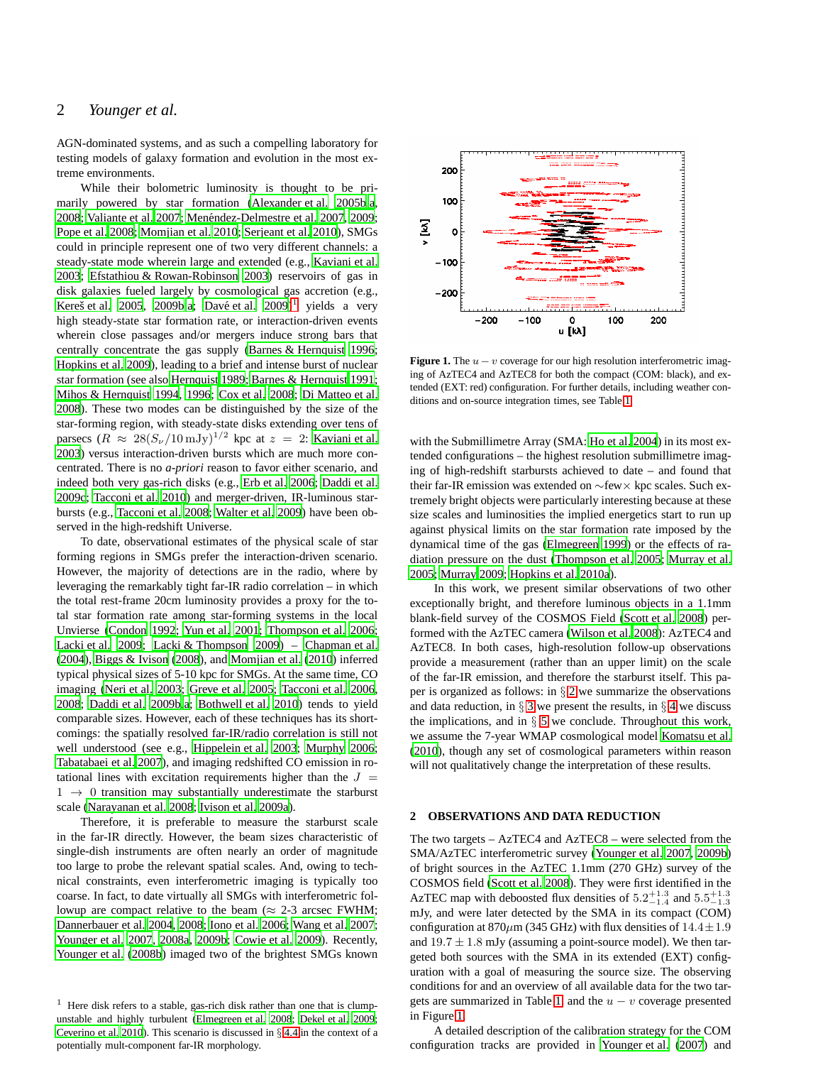AGN-dominated systems, and as such a compelling laboratory for testing models of galaxy formation and evolution in the most extreme environments.

While their bolometric luminosity is thought to be primarily powered by star formation (Alexander et al. 2005b,a, 2008; Valiante et al. 2007; Menéndez-Delmestre et al. 2007, 2009; Pope et al. 2008; Momjian et al. 2010; Serjeant et al. 2010), SMGs could in principle represent one of two very different channels: a steady-state mode wherein large and extended (e.g., Kaviani et al. 2003; Efstathiou & Rowan-Robinson 2003) reservoirs of gas in disk galaxies fueled largely by cosmological gas accretion (e.g., Kereš et al. 2005, 2009b,a; Davé et al. 2009)[1] yields a very high steady-state star formation rate, or interaction-driven events wherein close passages and/or mergers induce strong bars that centrally concentrate the gas supply (Barnes & Hernquist 1996; Hopkins et al. 2009), leading to a brief and intense burst of nuclear star formation (see also Hernquist 1989; Barnes & Hernquist 1991; Mihos & Hernquist 1994, 1996; Cox et al. 2008; Di Matteo et al. 2008). These two modes can be distinguished by the size of the star-forming region, with steady-state disks extending over tens of parsecs ($R \approx 28(S_\nu/10\,\mathrm{mJy})^{1/2}$ kpc at $z = 2$: Kaviani et al. 2003) versus interaction-driven bursts which are much more concentrated. There is no *a-priori* reason to favor either scenario, and indeed both very gas-rich disks (e.g., Erb et al. 2006; Daddi et al. 2009c; Tacconi et al. 2010) and merger-driven, IR-luminous starbursts (e.g., Tacconi et al. 2008; Walter et al. 2009) have been observed in the high-redshift Universe.

To date, observational estimates of the physical scale of star forming regions in SMGs prefer the interaction-driven scenario. However, the majority of detections are in the radio, where by leveraging the remarkably tight far-IR radio correlation – in which the total rest-frame 20cm luminosity provides a proxy for the total star formation rate among star-forming systems in the local Unvierse (Condon 1992; Yun et al. 2001; Thompson et al. 2006; Lacki et al. 2009; Lacki & Thompson 2009) – Chapman et al. (2004), Biggs & Ivison (2008), and Momjian et al. (2010) inferred typical physical sizes of 5-10 kpc for SMGs. At the same time, CO imaging (Neri et al. 2003; Greve et al. 2005; Tacconi et al. 2006, 2008; Daddi et al. 2009b,a; Bothwell et al. 2010) tends to yield comparable sizes. However, each of these techniques has its shortcomings: the spatially resolved far-IR/radio correlation is still not well understood (see e.g., Hippelein et al. 2003; Murphy 2006; Tabatabaei et al. 2007), and imaging redshifted CO emission in rotational lines with excitation requirements higher than the $J = 1 \rightarrow 0$ transition may substantially underestimate the starburst scale (Narayanan et al. 2008; Ivison et al. 2009a).

Therefore, it is preferable to measure the starburst scale in the far-IR directly. However, the beam sizes characteristic of single-dish instruments are often nearly an order of magnitude too large to probe the relevant spatial scales. And, owing to technical constraints, even interferometric imaging is typically too coarse. In fact, to date virtually all SMGs with interferometric followup are compact relative to the beam ($\approx$ 2-3 arcsec FWHM; Dannerbauer et al. 2004, 2008; Iono et al. 2006; Wang et al. 2007; Younger et al. 2007, 2008a, 2009b; Cowie et al. 2009). Recently, Younger et al. (2008b) imaged two of the brightest SMGs known

[1] Here disk refers to a stable, gas-rich disk rather than one that is clump-unstable and highly turbulent (Elmegreen et al. 2008; Dekel et al. 2009; Ceverino et al. 2010). This scenario is discussed in §4.4 in the context of a potentially mult-component far-IR morphology.

**Figure 1.** The $u - v$ coverage for our high resolution interferometric imaging of AzTEC4 and AzTEC8 for both the compact (COM: black), and extended (EXT: red) configuration. For further details, including weather conditions and on-source integration times, see Table 1.

with the Submillimetre Array (SMA: Ho et al. 2004) in its most extended configurations – the highest resolution submillimetre imaging of high-redshift starbursts achieved to date – and found that their far-IR emission was extended on $\sim$few$\times$ kpc scales. Such extremely bright objects were particularly interesting because at these size scales and luminosities the implied energetics start to run up against physical limits on the star formation rate imposed by the dynamical time of the gas (Elmegreen 1999) or the effects of radiation pressure on the dust (Thompson et al. 2005; Murray et al. 2005; Murray 2009; Hopkins et al. 2010a).

In this work, we present similar observations of two other exceptionally bright, and therefore luminous objects in a 1.1mm blank-field survey of the COSMOS Field (Scott et al. 2008) performed with the AzTEC camera (Wilson et al. 2008): AzTEC4 and AzTEC8. In both cases, high-resolution follow-up observations provide a measurement (rather than an upper limit) on the scale of the far-IR emission, and therefore the starburst itself. This paper is organized as follows: in § 2 we summarize the observations and data reduction, in § 3 we present the results, in § 4 we discuss the implications, and in § 5 we conclude. Throughout this work, we assume the 7-year WMAP cosmological model Komatsu et al. (2010), though any set of cosmological parameters within reason will not qualitatively change the interpretation of these results.

## 2 OBSERVATIONS AND DATA REDUCTION

The two targets – AzTEC4 and AzTEC8 – were selected from the SMA/AzTEC interferometric survey (Younger et al. 2007, 2009b) of bright sources in the AzTEC 1.1mm (270 GHz) survey of the COSMOS field (Scott et al. 2008). They were first identified in the AzTEC map with deboosted flux densities of $5.2^{+1.3}_{-1.4}$ and $5.5^{+1.3}_{-1.3}$ mJy, and were later detected by the SMA in its compact (COM) configuration at 870$\mu$m (345 GHz) with flux densities of $14.4 \pm 1.9$ and $19.7 \pm 1.8$ mJy (assuming a point-source model). We then targeted both sources with the SMA in its extended (EXT) configuration with a goal of measuring the source size. The observing conditions for and an overview of all available data for the two targets are summarized in Table 1, and the $u - v$ coverage presented in Figure 1.

A detailed description of the calibration strategy for the COM configuration tracks are provided in Younger et al. (2007) and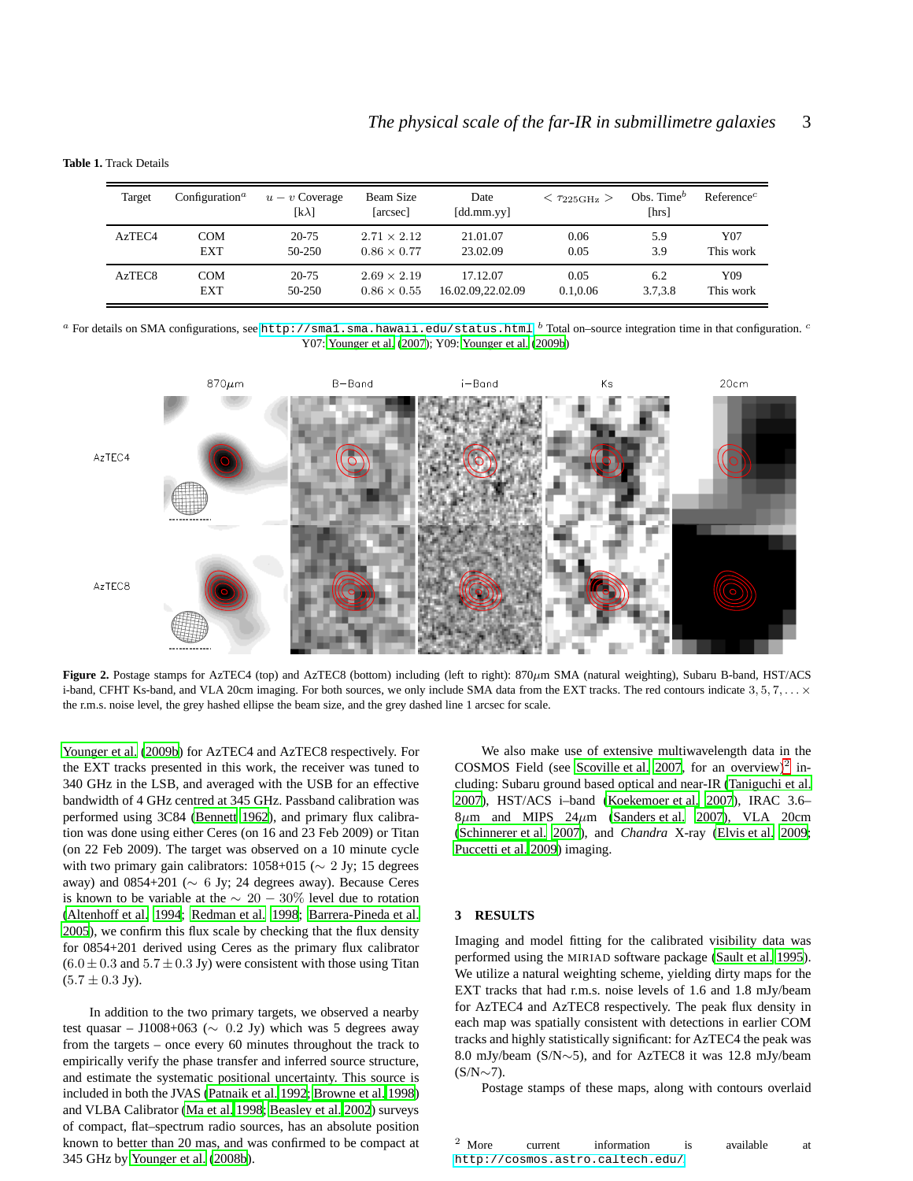**Table 1.** Track Details

| Target | Configuration[a] | $u-v$ Coverage [k$\lambda$] | Beam Size [arcsec] | Date [dd.mm.yy] | $<\tau_{225\mathrm{GHz}}>$ | Obs. Time[b] [hrs] | Reference[c] |
|---|---|---|---|---|---|---|---|
| AzTEC4 | COM | 20-75 | $2.71 \times 2.12$ | 21.01.07 | 0.06 | 5.9 | Y07 |
| | EXT | 50-250 | $0.86 \times 0.77$ | 23.02.09 | 0.05 | 3.9 | This work |
| AzTEC8 | COM | 20-75 | $2.69 \times 2.19$ | 17.12.07 | 0.05 | 6.2 | Y09 |
| | EXT | 50-250 | $0.86 \times 0.55$ | 16.02.09,22.02.09 | 0.1,0.06 | 3.7,3.8 | This work |

[a] For details on SMA configurations, see http://sma1.sma.hawaii.edu/status.html [b] Total on–source integration time in that configuration. [c] Y07: Younger et al. (2007); Y09: Younger et al. (2009b)

**Figure 2.** Postage stamps for AzTEC4 (top) and AzTEC8 (bottom) including (left to right): 870$\mu$m SMA (natural weighting), Subaru B-band, HST/ACS i-band, CFHT Ks-band, and VLA 20cm imaging. For both sources, we only include SMA data from the EXT tracks. The red contours indicate $3, 5, 7, \ldots \times$ the r.m.s. noise level, the grey hashed ellipse the beam size, and the grey dashed line 1 arcsec for scale.

Younger et al. (2009b) for AzTEC4 and AzTEC8 respectively. For the EXT tracks presented in this work, the receiver was tuned to 340 GHz in the LSB, and averaged with the USB for an effective bandwidth of 4 GHz centred at 345 GHz. Passband calibration was performed using 3C84 (Bennett 1962), and primary flux calibration was done using either Ceres (on 16 and 23 Feb 2009) or Titan (on 22 Feb 2009). The target was observed on a 10 minute cycle with two primary gain calibrators: 1058+015 ($\sim$ 2 Jy; 15 degrees away) and 0854+201 ($\sim$ 6 Jy; 24 degrees away). Because Ceres is known to be variable at the $\sim 20-30\%$ level due to rotation (Altenhoff et al. 1994; Redman et al. 1998; Barrera-Pineda et al. 2005), we confirm this flux scale by checking that the flux density for 0854+201 derived using Ceres as the primary flux calibrator ($6.0 \pm 0.3$ and $5.7 \pm 0.3$ Jy) were consistent with those using Titan ($5.7 \pm 0.3$ Jy).

In addition to the two primary targets, we observed a nearby test quasar – J1008+063 ($\sim$ 0.2 Jy) which was 5 degrees away from the targets – once every 60 minutes throughout the track to empirically verify the phase transfer and inferred source structure, and estimate the systematic positional uncertainty. This source is included in both the JVAS (Patnaik et al. 1992; Browne et al. 1998) and VLBA Calibrator (Ma et al. 1998; Beasley et al. 2002) surveys of compact, flat–spectrum radio sources, has an absolute position known to better than 20 mas, and was confirmed to be compact at 345 GHz by Younger et al. (2008b).

We also make use of extensive multiwavelength data in the COSMOS Field (see Scoville et al. 2007, for an overview)[2] including: Subaru ground based optical and near-IR (Taniguchi et al. 2007), HST/ACS i–band (Koekemoer et al. 2007), IRAC 3.6–8$\mu$m and MIPS 24$\mu$m (Sanders et al. 2007), VLA 20cm (Schinnerer et al. 2007), and *Chandra* X-ray (Elvis et al. 2009; Puccetti et al. 2009) imaging.

## 3 RESULTS

Imaging and model fitting for the calibrated visibility data was performed using the MIRIAD software package (Sault et al. 1995). We utilize a natural weighting scheme, yielding dirty maps for the EXT tracks that had r.m.s. noise levels of 1.6 and 1.8 mJy/beam for AzTEC4 and AzTEC8 respectively. The peak flux density in each map was spatially consistent with detections in earlier COM tracks and highly statistically significant: for AzTEC4 the peak was 8.0 mJy/beam (S/N$\sim$5), and for AzTEC8 it was 12.8 mJy/beam (S/N$\sim$7).

Postage stamps of these maps, along with contours overlaid

[2] More current information is available at http://cosmos.astro.caltech.edu/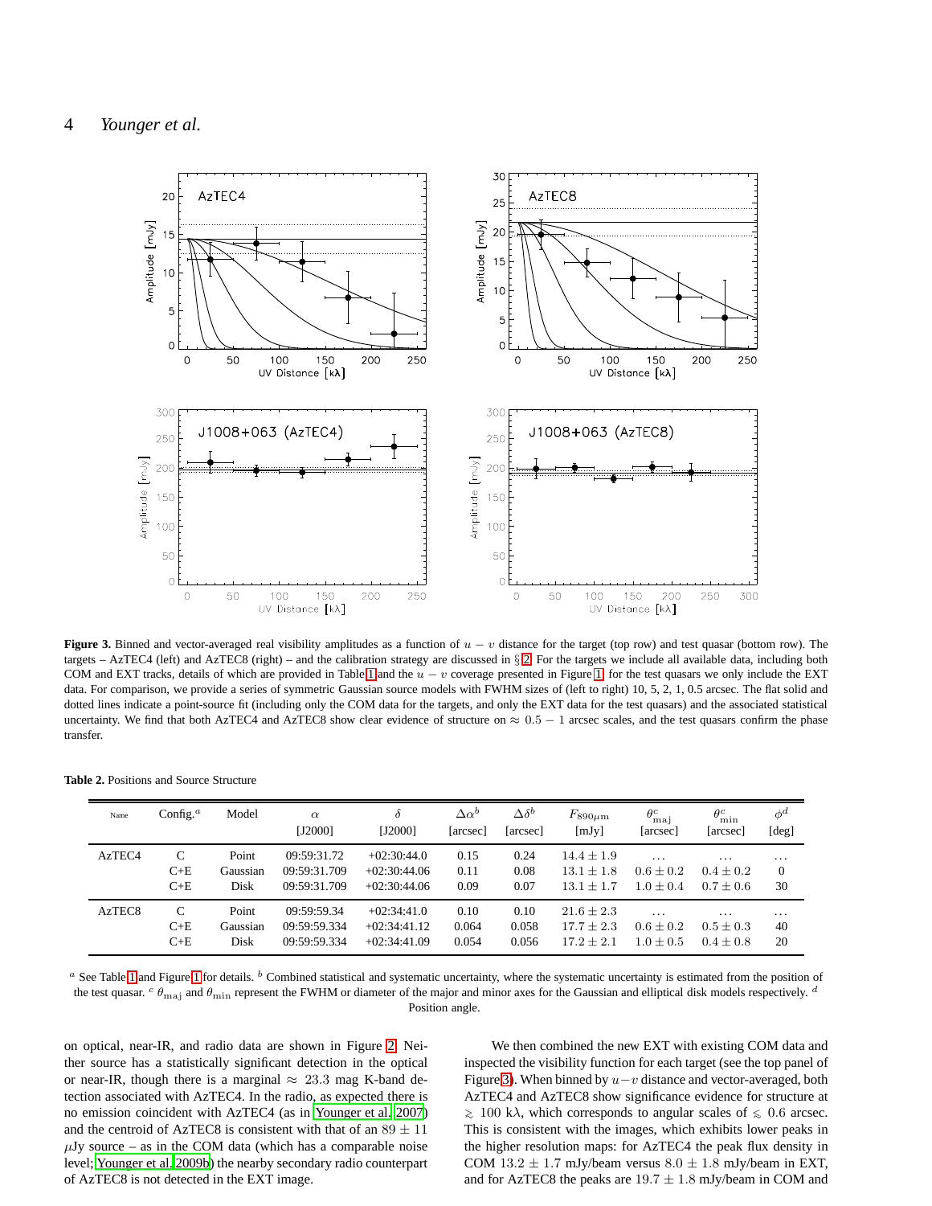**Figure 3.** Binned and vector-averaged real visibility amplitudes as a function of $u - v$ distance for the target (top row) and test quasar (bottom row). The targets – AzTEC4 (left) and AzTEC8 (right) – and the calibration strategy are discussed in § 2. For the targets we include all available data, including both COM and EXT tracks, details of which are provided in Table 1 and the $u - v$ coverage presented in Figure 1; for the test quasars we only include the EXT data. For comparison, we provide a series of symmetric Gaussian source models with FWHM sizes of (left to right) 10, 5, 2, 1, 0.5 arcsec. The flat solid and dotted lines indicate a point-source fit (including only the COM data for the targets, and only the EXT data for the test quasars) and the associated statistical uncertainty. We find that both AzTEC4 and AzTEC8 show clear evidence of structure on $\approx 0.5 - 1$ arcsec scales, and the test quasars confirm the phase transfer.

**Table 2.** Positions and Source Structure

| Name | Config.[a] | Model | $\alpha$ [J2000] | $\delta$ [J2000] | $\Delta\alpha^b$ [arcsec] | $\Delta\delta^b$ [arcsec] | $F_{890\mu m}$ [mJy] | $\theta^c_{\rm maj}$ [arcsec] | $\theta^c_{\rm min}$ [arcsec] | $\phi^d$ [deg] |
|---|---|---|---|---|---|---|---|---|---|---|
| AzTEC4 | C | Point | 09:59:31.72 | +02:30:44.0 | 0.15 | 0.24 | $14.4 \pm 1.9$ | ... | ... | ... |
| | C+E | Gaussian | 09:59:31.709 | +02:30:44.06 | 0.11 | 0.08 | $13.1 \pm 1.8$ | $0.6 \pm 0.2$ | $0.4 \pm 0.2$ | 0 |
| | C+E | Disk | 09:59:31.709 | +02:30:44.06 | 0.09 | 0.07 | $13.1 \pm 1.7$ | $1.0 \pm 0.4$ | $0.7 \pm 0.6$ | 30 |
| AzTEC8 | C | Point | 09:59:59.34 | +02:34:41.0 | 0.10 | 0.10 | $21.6 \pm 2.3$ | ... | ... | ... |
| | C+E | Gaussian | 09:59:59.334 | +02:34:41.12 | 0.064 | 0.058 | $17.7 \pm 2.3$ | $0.6 \pm 0.2$ | $0.5 \pm 0.3$ | 40 |
| | C+E | Disk | 09:59:59.334 | +02:34:41.09 | 0.054 | 0.056 | $17.2 \pm 2.1$ | $1.0 \pm 0.5$ | $0.4 \pm 0.8$ | 20 |

[a] See Table 1 and Figure 1 for details. [b] Combined statistical and systematic uncertainty, where the systematic uncertainty is estimated from the position of the test quasar. [c] $\theta_{\rm maj}$ and $\theta_{\rm min}$ represent the FWHM or diameter of the major and minor axes for the Gaussian and elliptical disk models respectively. [d] Position angle.

on optical, near-IR, and radio data are shown in Figure 2. Neither source has a statistically significant detection in the optical or near-IR, though there is a marginal $\approx 23.3$ mag K-band detection associated with AzTEC4. In the radio, as expected there is no emission coincident with AzTEC4 (as in Younger et al. 2007) and the centroid of AzTEC8 is consistent with that of an $89 \pm 11$ $\mu$Jy source – as in the COM data (which has a comparable noise level; Younger et al. 2009b) the nearby secondary radio counterpart of AzTEC8 is not detected in the EXT image.

We then combined the new EXT with existing COM data and inspected the visibility function for each target (see the top panel of Figure 3). When binned by $u-v$ distance and vector-averaged, both AzTEC4 and AzTEC8 show significance evidence for structure at $\gtrsim 100$ k$\lambda$, which corresponds to angular scales of $\lesssim 0.6$ arcsec. This is consistent with the images, which exhibits lower peaks in the higher resolution maps: for AzTEC4 the peak flux density in COM $13.2 \pm 1.7$ mJy/beam versus $8.0 \pm 1.8$ mJy/beam in EXT, and for AzTEC8 the peaks are $19.7 \pm 1.8$ mJy/beam in COM and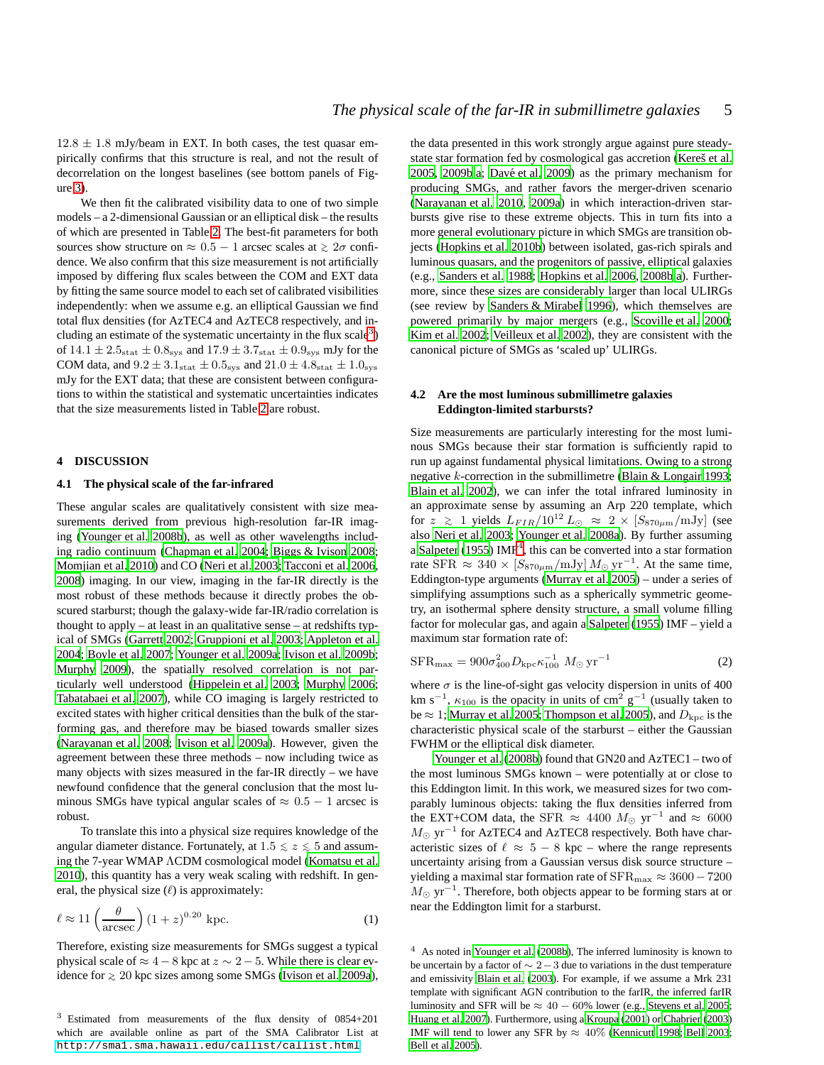$12.8 \pm 1.8$ mJy/beam in EXT. In both cases, the test quasar empirically confirms that this structure is real, and not the result of decorrelation on the longest baselines (see bottom panels of Figure 3).

We then fit the calibrated visibility data to one of two simple models – a 2-dimensional Gaussian or an elliptical disk – the results of which are presented in Table 2. The best-fit parameters for both sources show structure on $\approx 0.5 - 1$ arcsec scales at $\gtrsim 2\sigma$ confidence. We also confirm that this size measurement is not artificially imposed by differing flux scales between the COM and EXT data by fitting the same source model to each set of calibrated visibilities independently: when we assume e.g. an elliptical Gaussian we find total flux densities (for AzTEC4 and AzTEC8 respectively, and including an estimate of the systematic uncertainty in the flux scale[3]) of $14.1 \pm 2.5_{\rm stat} \pm 0.8_{\rm sys}$ and $17.9 \pm 3.7_{\rm stat} \pm 0.9_{\rm sys}$ mJy for the COM data, and $9.2 \pm 3.1_{\rm stat} \pm 0.5_{\rm sys}$ and $21.0 \pm 4.8_{\rm stat} \pm 1.0_{\rm sys}$ mJy for the EXT data; that these are consistent between configurations to within the statistical and systematic uncertainties indicates that the size measurements listed in Table 2 are robust.

## 4 DISCUSSION

### 4.1 The physical scale of the far-infrared

These angular scales are qualitatively consistent with size measurements derived from previous high-resolution far-IR imaging (Younger et al. 2008b), as well as other wavelengths including radio continuum (Chapman et al. 2004; Biggs & Ivison 2008; Momjian et al. 2010) and CO (Neri et al. 2003; Tacconi et al. 2006, 2008) imaging. In our view, imaging in the far-IR directly is the most robust of these methods because it directly probes the obscured starburst; though the galaxy-wide far-IR/radio correlation is thought to apply – at least in an qualitative sense – at redshifts typical of SMGs (Garrett 2002; Gruppioni et al. 2003; Appleton et al. 2004; Boyle et al. 2007; Younger et al. 2009a; Ivison et al. 2009b; Murphy 2009), the spatially resolved correlation is not particularly well understood (Hippelein et al. 2003; Murphy 2006; Tabatabaei et al. 2007), while CO imaging is largely restricted to excited states with higher critical densities than the bulk of the star-forming gas, and therefore may be biased towards smaller sizes (Narayanan et al. 2008; Ivison et al. 2009a). However, given the agreement between these three methods – now including twice as many objects with sizes measured in the far-IR directly – we have newfound confidence that the general conclusion that the most luminous SMGs have typical angular scales of $\approx 0.5 - 1$ arcsec is robust.

To translate this into a physical size requires knowledge of the angular diameter distance. Fortunately, at $1.5 \lesssim z \lesssim 5$ and assuming the 7-year WMAP $\Lambda$CDM cosmological model (Komatsu et al. 2010), this quantity has a very weak scaling with redshift. In general, the physical size ($\ell$) is approximately:

$$\ell \approx 11 \left(\frac{\theta}{\rm arcsec}\right) (1+z)^{0.20}\ {\rm kpc}. \quad (1)$$

Therefore, existing size measurements for SMGs suggest a typical physical scale of $\approx 4 - 8$ kpc at $z \sim 2 - 5$. While there is clear evidence for $\gtrsim 20$ kpc sizes among some SMGs (Ivison et al. 2009a), the data presented in this work strongly argue against pure steady-state star formation fed by cosmological gas accretion (Kereš et al. 2005, 2009b,a; Davé et al. 2009) as the primary mechanism for producing SMGs, and rather favors the merger-driven scenario (Narayanan et al. 2010, 2009a) in which interaction-driven starbursts give rise to these extreme objects. This in turn fits into a more general evolutionary picture in which SMGs are transition objects (Hopkins et al. 2010b) between isolated, gas-rich spirals and luminous quasars, and the progenitors of passive, elliptical galaxies (e.g., Sanders et al. 1988; Hopkins et al. 2006, 2008b,a). Furthermore, since these sizes are considerably larger than local ULIRGs (see review by Sanders & Mirabel 1996), which themselves are powered primarily by major mergers (e.g., Scoville et al. 2000; Kim et al. 2002; Veilleux et al. 2002), they are consistent with the canonical picture of SMGs as 'scaled up' ULIRGs.

### 4.2 Are the most luminous submillimetre galaxies Eddington-limited starbursts?

Size measurements are particularly interesting for the most luminous SMGs because their star formation is sufficiently rapid to run up against fundamental physical limitations. Owing to a strong negative $k$-correction in the submillimetre (Blain & Longair 1993; Blain et al. 2002), we can infer the total infrared luminosity in an approximate sense by assuming an Arp 220 template, which for $z \gtrsim 1$ yields $L_{FIR}/10^{12}\,L_\odot \approx 2 \times [S_{870\mu{\rm m}}/{\rm mJy}]$ (see also Neri et al. 2003; Younger et al. 2008a). By further assuming a Salpeter (1955) IMF[4], this can be converted into a star formation rate ${\rm SFR} \approx 340 \times [S_{870\mu{\rm m}}/{\rm mJy}]\ M_\odot\ {\rm yr}^{-1}$. At the same time, Eddington-type arguments (Murray et al. 2005) – under a series of simplifying assumptions such as a spherically symmetric geometry, an isothermal sphere density structure, a small volume filling factor for molecular gas, and again a Salpeter (1955) IMF – yield a maximum star formation rate of:

$${\rm SFR}_{\rm max} = 900\sigma_{400}^2 D_{\rm kpc}\kappa_{100}^{-1}\ M_\odot\ {\rm yr}^{-1} \quad (2)$$

where $\sigma$ is the line-of-sight gas velocity dispersion in units of 400 km s$^{-1}$, $\kappa_{100}$ is the opacity in units of cm$^2$ g$^{-1}$ (usually taken to be $\approx 1$; Murray et al. 2005; Thompson et al. 2005), and $D_{\rm kpc}$ is the characteristic physical scale of the starburst – either the Gaussian FWHM or the elliptical disk diameter.

Younger et al. (2008b) found that GN20 and AzTEC1 – two of the most luminous SMGs known – were potentially at or close to this Eddington limit. In this work, we measured sizes for two comparably luminous objects: taking the flux densities inferred from the EXT+COM data, the ${\rm SFR} \approx 4400\ M_\odot\ {\rm yr}^{-1}$ and $\approx 6000\ M_\odot\ {\rm yr}^{-1}$ for AzTEC4 and AzTEC8 respectively. Both have characteristic sizes of $\ell \approx 5 - 8$ kpc – where the range represents uncertainty arising from a Gaussian versus disk source structure – yielding a maximal star formation rate of ${\rm SFR}_{\rm max} \approx 3600 - 7200\ M_\odot\ {\rm yr}^{-1}$. Therefore, both objects appear to be forming stars at or near the Eddington limit for a starburst.

[3] Estimated from measurements of the flux density of 0854+201 which are available online as part of the SMA Calibrator List at http://sma1.sma.hawaii.edu/callist/callist.html

[4] As noted in Younger et al. (2008b), The inferred luminosity is known to be uncertain by a factor of $\sim 2 - 3$ due to variations in the dust temperature and emissivity Blain et al. (2003). For example, if we assume a Mrk 231 template with significant AGN contribution to the farIR, the inferred farIR luminosity and SFR will be $\approx 40 - 60\%$ lower (e.g., Stevens et al. 2005; Huang et al. 2007). Furthermore, using a Kroupa (2001) or Chabrier (2003) IMF will tend to lower any SFR by $\approx 40\%$ (Kennicutt 1998; Bell 2003; Bell et al. 2005).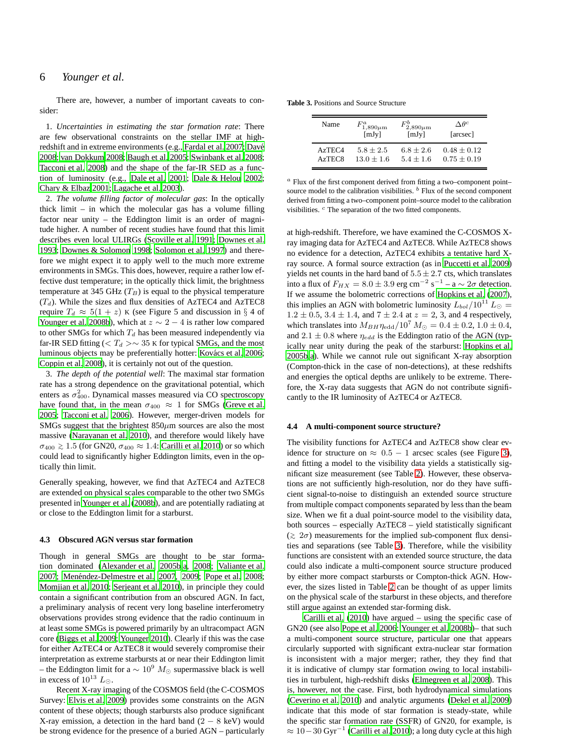There are, however, a number of important caveats to consider:

1. *Uncertainties in estimating the star formation rate*: There are few observational constraints on the stellar IMF at high-redshift and in extreme environments (e.g., Fardal et al. 2007; Davé 2008; van Dokkum 2008; Baugh et al. 2005; Swinbank et al. 2008; Tacconi et al. 2008) and the shape of the far-IR SED as a function of luminosity (e.g., Dale et al. 2001; Dale & Helou 2002; Chary & Elbaz 2001; Lagache et al. 2003).

2. *The volume filling factor of molecular gas*: In the optically thick limit – in which the molecular gas has a volume filling factor near unity – the Eddington limit is an order of magnitude higher. A number of recent studies have found that this limit describes even local ULIRGs (Scoville et al. 1991; Downes et al. 1993; Downes & Solomon 1998; Solomon et al. 1997) and therefore we might expect it to apply well to the much more extreme environments in SMGs. This does, however, require a rather low effective dust temperature; in the optically thick limit, the brightness temperature at 345 GHz ($T_B$) is equal to the physical temperature ($T_d$). While the sizes and flux densities of AzTEC4 and AzTEC8 require $T_d \approx 5(1+z)$ K (see Figure 5 and discussion in § 4 of Younger et al. 2008b), which at $z \sim 2-4$ is rather low compared to other SMGs for which $T_d$ has been measured independently via far-IR SED fitting ($< T_d > \sim 35$ K for typical SMGs, and the most luminous objects may be preferentially hotter: Kovács et al. 2006; Coppin et al. 2008), it is certainly not out of the question.

3. *The depth of the potential well*: The maximal star formation rate has a strong dependence on the gravitational potential, which enters as $\sigma_{400}^2$. Dynamical masses measured via CO spectroscopy have found that, in the mean $\sigma_{400} \approx 1$ for SMGs (Greve et al. 2005; Tacconi et al. 2006). However, merger-driven models for SMGs suggest that the brightest 850$\mu$m sources are also the most massive (Narayanan et al. 2010), and therefore would likely have $\sigma_{400} \gtrsim 1.5$ (for GN20, $\sigma_{400} \approx 1.4$: Carilli et al. 2010) or so which could lead to significantly higher Eddington limits, even in the optically thin limit.

Generally speaking, however, we find that AzTEC4 and AzTEC8 are extended on physical scales comparable to the other two SMGs presented in Younger et al. (2008b), and are potentially radiating at or close to the Eddington limit for a starburst.

### 4.3 Obscured AGN versus star formation

Though in general SMGs are thought to be star formation dominated (Alexander et al. 2005b,a, 2008; Valiante et al. 2007; Menéndez-Delmestre et al. 2007, 2009; Pope et al. 2008; Momjian et al. 2010; Serjeant et al. 2010), in principle they could contain a significant contribution from an obscured AGN. In fact, a preliminary analysis of recent very long baseline interferometry observations provides strong evidence that the radio continuum in at least some SMGs is powered primarily by an ultracompact AGN core (Biggs et al. 2009; Younger 2010). Clearly if this was the case for either AzTEC4 or AzTEC8 it would severely compromise their interpretation as extreme starbursts at or near their Eddington limit – the Eddington limit for a $\sim 10^9$ $M_\odot$ supermassive black is well in excess of $10^{13}$ $L_\odot$.

Recent X-ray imaging of the COSMOS field (the C-COSMOS Survey: Elvis et al. 2009) provides some constraints on the AGN content of these objects; though starbursts also produce significant X-ray emission, a detection in the hard band ($2-8$ keV) would be strong evidence for the presence of a buried AGN – particularly at high-redshift. Therefore, we have examined the C-COSMOS X-ray imaging data for AzTEC4 and AzTEC8. While AzTEC8 shows no evidence for a detection, AzTEC4 exhibits a tentative hard X-ray source. A formal source extraction (as in Puccetti et al. 2009) yields net counts in the hard band of $5.5 \pm 2.7$ cts, which translates into a flux of $F_{HX} = 8.0 \pm 3.9$ erg cm$^{-2}$ s$^{-1}$ – a $\sim 2\sigma$ detection. If we assume the bolometric corrections of Hopkins et al. (2007), this implies an AGN with bolometric luminosity $L_{bol}/10^{11}$ $L_\odot$ = $1.2 \pm 0.5$, $3.4 \pm 1.4$, and $7 \pm 2.4$ at $z = 2$, 3, and 4 respectively, which translates into $M_{BH}\eta_{\rm edd}/10^7$ $M_\odot$ = $0.4 \pm 0.2$, $1.0 \pm 0.4$, and $2.1 \pm 0.8$ where $\eta_{edd}$ is the Eddington ratio of the AGN (typically near unity during the peak of the starburst: Hopkins et al. 2005b,a). While we cannot rule out significant X-ray absorption (Compton-thick in the case of non-detections), at these redshifts and energies the optical depths are unlikely to be extreme. Therefore, the X-ray data suggests that AGN do not contribute significantly to the IR luminosity of AzTEC4 or AzTEC8.

**Table 3.** Positions and Source Structure

| Name | $F^a_{1,890\mu m}$ [mJy] | $F^b_{2,890\mu m}$ [mJy] | $\Delta\theta^c$ [arcsec] |
|---|---|---|---|
| AzTEC4 | $5.8 \pm 2.5$ | $6.8 \pm 2.6$ | $0.48 \pm 0.12$ |
| AzTEC8 | $13.0 \pm 1.6$ | $5.4 \pm 1.6$ | $0.75 \pm 0.19$ |

[a] Flux of the first component derived from fitting a two–component point–source model to the calibration visibilities. [b] Flux of the second component derived from fitting a two–component point–source model to the calibration visibilities. [c] The separation of the two fitted components.

### 4.4 A multi-component source structure?

The visibility functions for AzTEC4 and AzTEC8 show clear evidence for structure on $\approx 0.5-1$ arcsec scales (see Figure 3), and fitting a model to the visibility data yields a statistically significant size measurement (see Table 2). However, these observations are not sufficiently high-resolution, nor do they have sufficient signal-to-noise to distinguish an extended source structure from multiple compact components separated by less than the beam size. When we fit a dual point-source model to the visibility data, both sources – especially AzTEC8 – yield statistically significant ($\gtrsim 2\sigma$) measurements for the implied sub-component flux densities and separations (see Table 3). Therefore, while the visibility functions are consistent with an extended source structure, the data could also indicate a multi-component source structure produced by either more compact starbursts or Compton-thick AGN. However, the sizes listed in Table 2 can be thought of as upper limits on the physical scale of the starburst in these objects, and therefore still argue against an extended star-forming disk.

Carilli et al. (2010) have argued – using the specific case of GN20 (see also Pope et al. 2006; Younger et al. 2008b)– that such a multi-component source structure, particular one that appears circularly supported with significant extra-nuclear star formation is inconsistent with a major merger; rather, they find that it is indicative of clumpy star formation owing to local instabilities in turbulent, high-redshift disks (Elmegreen et al. 2008). This is, however, not the case. First, both hydrodynamical simulations (Ceverino et al. 2010) and analytic arguments (Dekel et al. 2009) indicate that this mode of star formation is steady-state, while the specific star formation rate (SSFR) of GN20, for example, is $\approx 10-30$ Gyr$^{-1}$ (Carilli et al. 2010); a long duty cycle at this high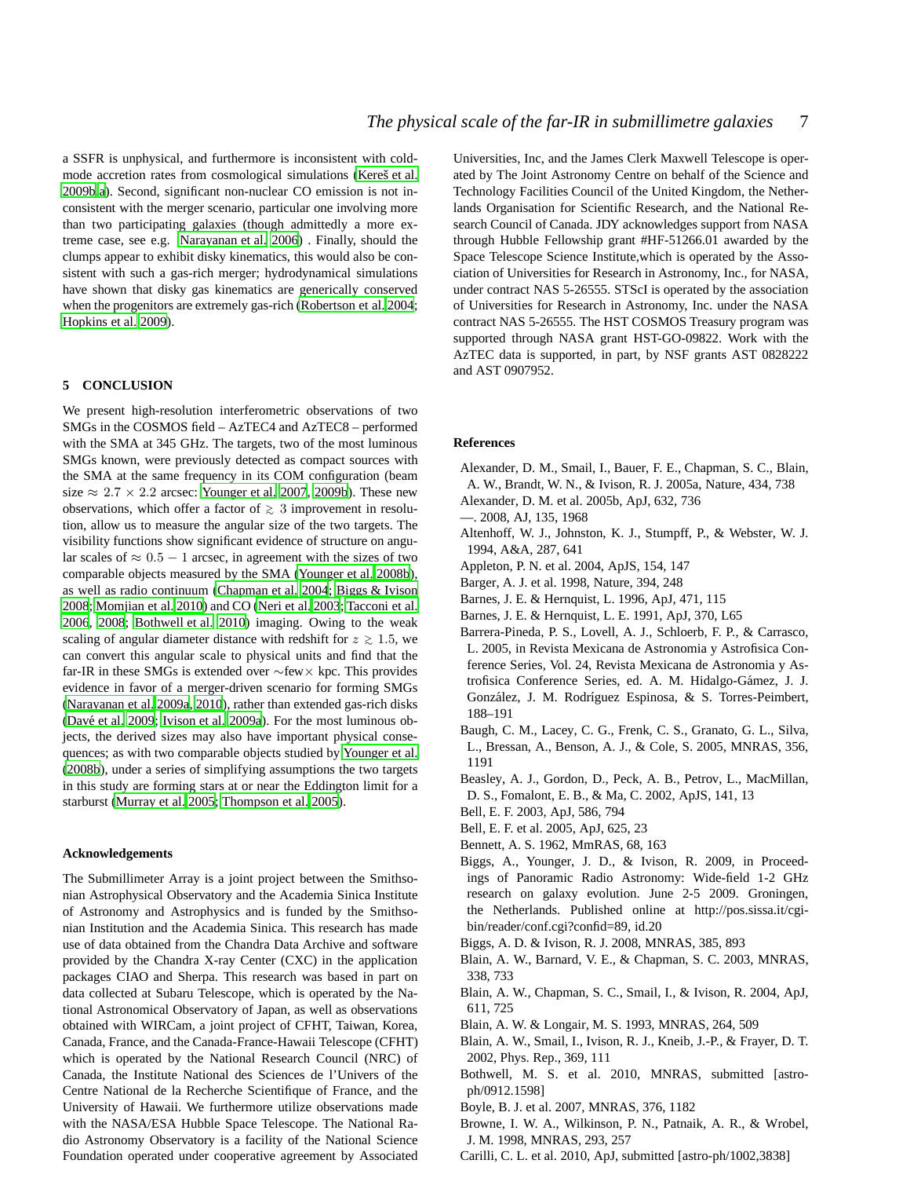a SSFR is unphysical, and furthermore is inconsistent with cold-mode accretion rates from cosmological simulations (Kereš et al. 2009b,a). Second, significant non-nuclear CO emission is not inconsistent with the merger scenario, particular one involving more than two participating galaxies (though admittedly a more extreme case, see e.g. Narayanan et al. 2006) . Finally, should the clumps appear to exhibit disky kinematics, this would also be consistent with such a gas-rich merger; hydrodynamical simulations have shown that disky gas kinematics are generically conserved when the progenitors are extremely gas-rich (Robertson et al. 2004; Hopkins et al. 2009).

## 5 CONCLUSION

We present high-resolution interferometric observations of two SMGs in the COSMOS field – AzTEC4 and AzTEC8 – performed with the SMA at 345 GHz. The targets, two of the most luminous SMGs known, were previously detected as compact sources with the SMA at the same frequency in its COM configuration (beam size $\approx 2.7 \times 2.2$ arcsec: Younger et al. 2007, 2009b). These new observations, which offer a factor of $\gtrsim 3$ improvement in resolution, allow us to measure the angular size of the two targets. The visibility functions show significant evidence of structure on angular scales of $\approx 0.5 - 1$ arcsec, in agreement with the sizes of two comparable objects measured by the SMA (Younger et al. 2008b), as well as radio continuum (Chapman et al. 2004; Biggs & Ivison 2008; Momjian et al. 2010) and CO (Neri et al. 2003; Tacconi et al. 2006, 2008; Bothwell et al. 2010) imaging. Owing to the weak scaling of angular diameter distance with redshift for $z \gtrsim 1.5$, we can convert this angular scale to physical units and find that the far-IR in these SMGs is extended over $\sim$few$\times$ kpc. This provides evidence in favor of a merger-driven scenario for forming SMGs (Narayanan et al. 2009a, 2010), rather than extended gas-rich disks (Davé et al. 2009; Ivison et al. 2009a). For the most luminous objects, the derived sizes may also have important physical consequences; as with two comparable objects studied by Younger et al. (2008b), under a series of simplifying assumptions the two targets in this study are forming stars at or near the Eddington limit for a starburst (Murray et al. 2005; Thompson et al. 2005).

### Acknowledgements

The Submillimeter Array is a joint project between the Smithsonian Astrophysical Observatory and the Academia Sinica Institute of Astronomy and Astrophysics and is funded by the Smithsonian Institution and the Academia Sinica. This research has made use of data obtained from the Chandra Data Archive and software provided by the Chandra X-ray Center (CXC) in the application packages CIAO and Sherpa. This research was based in part on data collected at Subaru Telescope, which is operated by the National Astronomical Observatory of Japan, as well as observations obtained with WIRCam, a joint project of CFHT, Taiwan, Korea, Canada, France, and the Canada-France-Hawaii Telescope (CFHT) which is operated by the National Research Council (NRC) of Canada, the Institute National des Sciences de l'Univers of the Centre National de la Recherche Scientifique of France, and the University of Hawaii. We furthermore utilize observations made with the NASA/ESA Hubble Space Telescope. The National Radio Astronomy Observatory is a facility of the National Science Foundation operated under cooperative agreement by Associated Universities, Inc, and the James Clerk Maxwell Telescope is operated by The Joint Astronomy Centre on behalf of the Science and Technology Facilities Council of the United Kingdom, the Netherlands Organisation for Scientific Research, and the National Research Council of Canada. JDY acknowledges support from NASA through Hubble Fellowship grant #HF-51266.01 awarded by the Space Telescope Science Institute,which is operated by the Association of Universities for Research in Astronomy, Inc., for NASA, under contract NAS 5-26555. STScI is operated by the association of Universities for Research in Astronomy, Inc. under the NASA contract NAS 5-26555. The HST COSMOS Treasury program was supported through NASA grant HST-GO-09822. Work with the AzTEC data is supported, in part, by NSF grants AST 0828222 and AST 0907952.

### References

Alexander, D. M., Smail, I., Bauer, F. E., Chapman, S. C., Blain, A. W., Brandt, W. N., & Ivison, R. J. 2005a, Nature, 434, 738

Alexander, D. M. et al. 2005b, ApJ, 632, 736

—. 2008, AJ, 135, 1968

Altenhoff, W. J., Johnston, K. J., Stumpff, P., & Webster, W. J. 1994, A&A, 287, 641

Appleton, P. N. et al. 2004, ApJS, 154, 147

Barger, A. J. et al. 1998, Nature, 394, 248

Barnes, J. E. & Hernquist, L. 1996, ApJ, 471, 115

Barnes, J. E. & Hernquist, L. E. 1991, ApJ, 370, L65

Barrera-Pineda, P. S., Lovell, A. J., Schloerb, F. P., & Carrasco, L. 2005, in Revista Mexicana de Astronomia y Astrofisica Conference Series, Vol. 24, Revista Mexicana de Astronomia y Astrofisica Conference Series, ed. A. M. Hidalgo-Gámez, J. J. González, J. M. Rodríguez Espinosa, & S. Torres-Peimbert, 188–191

Baugh, C. M., Lacey, C. G., Frenk, C. S., Granato, G. L., Silva, L., Bressan, A., Benson, A. J., & Cole, S. 2005, MNRAS, 356, 1191

Beasley, A. J., Gordon, D., Peck, A. B., Petrov, L., MacMillan, D. S., Fomalont, E. B., & Ma, C. 2002, ApJS, 141, 13

Bell, E. F. 2003, ApJ, 586, 794

Bell, E. F. et al. 2005, ApJ, 625, 23

Bennett, A. S. 1962, MmRAS, 68, 163

Biggs, A., Younger, J. D., & Ivison, R. 2009, in Proceedings of Panoramic Radio Astronomy: Wide-field 1-2 GHz research on galaxy evolution. June 2-5 2009. Groningen, the Netherlands. Published online at http://pos.sissa.it/cgi-bin/reader/conf.cgi?confid=89, id.20

Biggs, A. D. & Ivison, R. J. 2008, MNRAS, 385, 893

Blain, A. W., Barnard, V. E., & Chapman, S. C. 2003, MNRAS, 338, 733

Blain, A. W., Chapman, S. C., Smail, I., & Ivison, R. 2004, ApJ, 611, 725

Blain, A. W. & Longair, M. S. 1993, MNRAS, 264, 509

Blain, A. W., Smail, I., Ivison, R. J., Kneib, J.-P., & Frayer, D. T. 2002, Phys. Rep., 369, 111

Bothwell, M. S. et al. 2010, MNRAS, submitted [astro-ph/0912.1598]

Boyle, B. J. et al. 2007, MNRAS, 376, 1182

Browne, I. W. A., Wilkinson, P. N., Patnaik, A. R., & Wrobel, J. M. 1998, MNRAS, 293, 257

Carilli, C. L. et al. 2010, ApJ, submitted [astro-ph/1002,3838]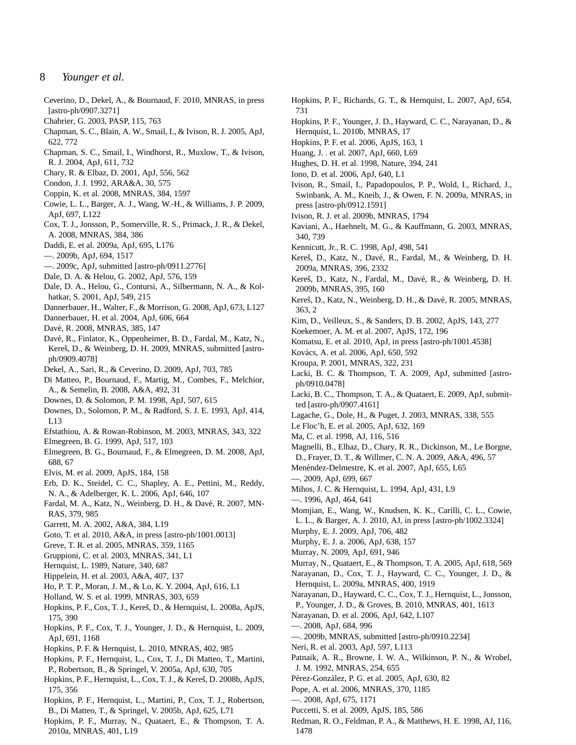Ceverino, D., Dekel, A., & Bournaud, F. 2010, MNRAS, in press [astro-ph/0907.3271]

Chabrier, G. 2003, PASP, 115, 763

Chapman, S. C., Blain, A. W., Smail, I., & Ivison, R. J. 2005, ApJ, 622, 772

Chapman, S. C., Smail, I., Windhorst, R., Muxlow, T., & Ivison, R. J. 2004, ApJ, 611, 732

Chary, R. & Elbaz, D. 2001, ApJ, 556, 562

Condon, J. J. 1992, ARA&A, 30, 575

Coppin, K. et al. 2008, MNRAS, 384, 1597

Cowie, L. L., Barger, A. J., Wang, W.-H., & Williams, J. P. 2009, ApJ, 697, L122

Cox, T. J., Jonsson, P., Somerville, R. S., Primack, J. R., & Dekel, A. 2008, MNRAS, 384, 386

Daddi, E. et al. 2009a, ApJ, 695, L176

—. 2009b, ApJ, 694, 1517

—. 2009c, ApJ, submitted [astro-ph/0911.2776]

Dale, D. A. & Helou, G. 2002, ApJ, 576, 159

Dale, D. A., Helou, G., Contursi, A., Silbermann, N. A., & Kolhatkar, S. 2001, ApJ, 549, 215

Dannerbauer, H., Walter, F., & Morrison, G. 2008, ApJ, 673, L127

Dannerbauer, H. et al. 2004, ApJ, 606, 664

Davé, R. 2008, MNRAS, 385, 147

Davé, R., Finlator, K., Oppenheimer, B. D., Fardal, M., Katz, N., Kereš, D., & Weinberg, D. H. 2009, MNRAS, submitted [astro-ph/0909.4078]

Dekel, A., Sari, R., & Ceverino, D. 2009, ApJ, 703, 785

Di Matteo, P., Bournaud, F., Martig, M., Combes, F., Melchior, A., & Semelin, B. 2008, A&A, 492, 31

Downes, D. & Solomon, P. M. 1998, ApJ, 507, 615

Downes, D., Solomon, P. M., & Radford, S. J. E. 1993, ApJ, 414, L13

Efstathiou, A. & Rowan-Robinson, M. 2003, MNRAS, 343, 322

Elmegreen, B. G. 1999, ApJ, 517, 103

Elmegreen, B. G., Bournaud, F., & Elmegreen, D. M. 2008, ApJ, 688, 67

Elvis, M. et al. 2009, ApJS, 184, 158

Erb, D. K., Steidel, C. C., Shapley, A. E., Pettini, M., Reddy, N. A., & Adelberger, K. L. 2006, ApJ, 646, 107

Fardal, M. A., Katz, N., Weinberg, D. H., & Davé, R. 2007, MNRAS, 379, 985

Garrett, M. A. 2002, A&A, 384, L19

Goto, T. et al. 2010, A&A, in press [astro-ph/1001.0013]

Greve, T. R. et al. 2005, MNRAS, 359, 1165

Gruppioni, C. et al. 2003, MNRAS, 341, L1

Hernquist, L. 1989, Nature, 340, 687

Hippelein, H. et al. 2003, A&A, 407, 137

Ho, P. T. P., Moran, J. M., & Lo, K. Y. 2004, ApJ, 616, L1

Holland, W. S. et al. 1999, MNRAS, 303, 659

Hopkins, P. F., Cox, T. J., Kereš, D., & Hernquist, L. 2008a, ApJS, 175, 390

Hopkins, P. F., Cox, T. J., Younger, J. D., & Hernquist, L. 2009, ApJ, 691, 1168

Hopkins, P. F. & Hernquist, L. 2010, MNRAS, 402, 985

Hopkins, P. F., Hernquist, L., Cox, T. J., Di Matteo, T., Martini, P., Robertson, B., & Springel, V. 2005a, ApJ, 630, 705

Hopkins, P. F., Hernquist, L., Cox, T. J., & Kereš, D. 2008b, ApJS, 175, 356

Hopkins, P. F., Hernquist, L., Martini, P., Cox, T. J., Robertson, B., Di Matteo, T., & Springel, V. 2005b, ApJ, 625, L71

Hopkins, P. F., Murray, N., Quataert, E., & Thompson, T. A. 2010a, MNRAS, 401, L19

Hopkins, P. F., Richards, G. T., & Hernquist, L. 2007, ApJ, 654, 731

Hopkins, P. F., Younger, J. D., Hayward, C. C., Narayanan, D., & Hernquist, L. 2010b, MNRAS, 17

Hopkins, P. F. et al. 2006, ApJS, 163, 1

Huang, J. . et al. 2007, ApJ, 660, L69

Hughes, D. H. et al. 1998, Nature, 394, 241

Iono, D. et al. 2006, ApJ, 640, L1

Ivison, R., Smail, I., Papadopoulos, P. P., Wold, I., Richard, J., Swinbank, A. M., Kneib, J., & Owen, F. N. 2009a, MNRAS, in press [astro-ph/0912.1591]

Ivison, R. J. et al. 2009b, MNRAS, 1794

Kaviani, A., Haehnelt, M. G., & Kauffmann, G. 2003, MNRAS, 340, 739

Kennicutt, Jr., R. C. 1998, ApJ, 498, 541

Kereš, D., Katz, N., Davé, R., Fardal, M., & Weinberg, D. H. 2009a, MNRAS, 396, 2332

Kereš, D., Katz, N., Fardal, M., Davé, R., & Weinberg, D. H. 2009b, MNRAS, 395, 160

Kereš, D., Katz, N., Weinberg, D. H., & Davé, R. 2005, MNRAS, 363, 2

Kim, D., Veilleux, S., & Sanders, D. B. 2002, ApJS, 143, 277

Koekemoer, A. M. et al. 2007, ApJS, 172, 196

Komatsu, E. et al. 2010, ApJ, in press [astro-ph/1001.4538]

Kovács, A. et al. 2006, ApJ, 650, 592

Kroupa, P. 2001, MNRAS, 322, 231

Lacki, B. C. & Thompson, T. A. 2009, ApJ, submitted [astro-ph/0910.0478]

Lacki, B. C., Thompson, T. A., & Quataert, E. 2009, ApJ, submitted [astro-ph/0907.4161]

Lagache, G., Dole, H., & Puget, J. 2003, MNRAS, 338, 555

Le Floc'h, E. et al. 2005, ApJ, 632, 169

Ma, C. et al. 1998, AJ, 116, 516

Magnelli, B., Elbaz, D., Chary, R. R., Dickinson, M., Le Borgne, D., Frayer, D. T., & Willmer, C. N. A. 2009, A&A, 496, 57

Menéndez-Delmestre, K. et al. 2007, ApJ, 655, L65

—. 2009, ApJ, 699, 667

Mihos, J. C. & Hernquist, L. 1994, ApJ, 431, L9

—. 1996, ApJ, 464, 641

Momjian, E., Wang, W., Knudsen, K. K., Carilli, C. L., Cowie, L. L., & Barger, A. J. 2010, AJ, in press [astro-ph/1002.3324]

Murphy, E. J. 2009, ApJ, 706, 482

Murphy, E. J. a. 2006, ApJ, 638, 157

Murray, N. 2009, ApJ, 691, 946

Murray, N., Quataert, E., & Thompson, T. A. 2005, ApJ, 618, 569

Narayanan, D., Cox, T. J., Hayward, C. C., Younger, J. D., & Hernquist, L. 2009a, MNRAS, 400, 1919

Narayanan, D., Hayward, C. C., Cox, T. J., Hernquist, L., Jonsson, P., Younger, J. D., & Groves, B. 2010, MNRAS, 401, 1613

Narayanan, D. et al. 2006, ApJ, 642, L107

—. 2008, ApJ, 684, 996

—. 2009b, MNRAS, submitted [astro-ph/0910.2234]

Neri, R. et al. 2003, ApJ, 597, L113

Patnaik, A. R., Browne, I. W. A., Wilkinson, P. N., & Wrobel, J. M. 1992, MNRAS, 254, 655

Pérez-González, P. G. et al. 2005, ApJ, 630, 82

Pope, A. et al. 2006, MNRAS, 370, 1185

—. 2008, ApJ, 675, 1171

Puccetti, S. et al. 2009, ApJS, 185, 586

Redman, R. O., Feldman, P. A., & Matthews, H. E. 1998, AJ, 116, 1478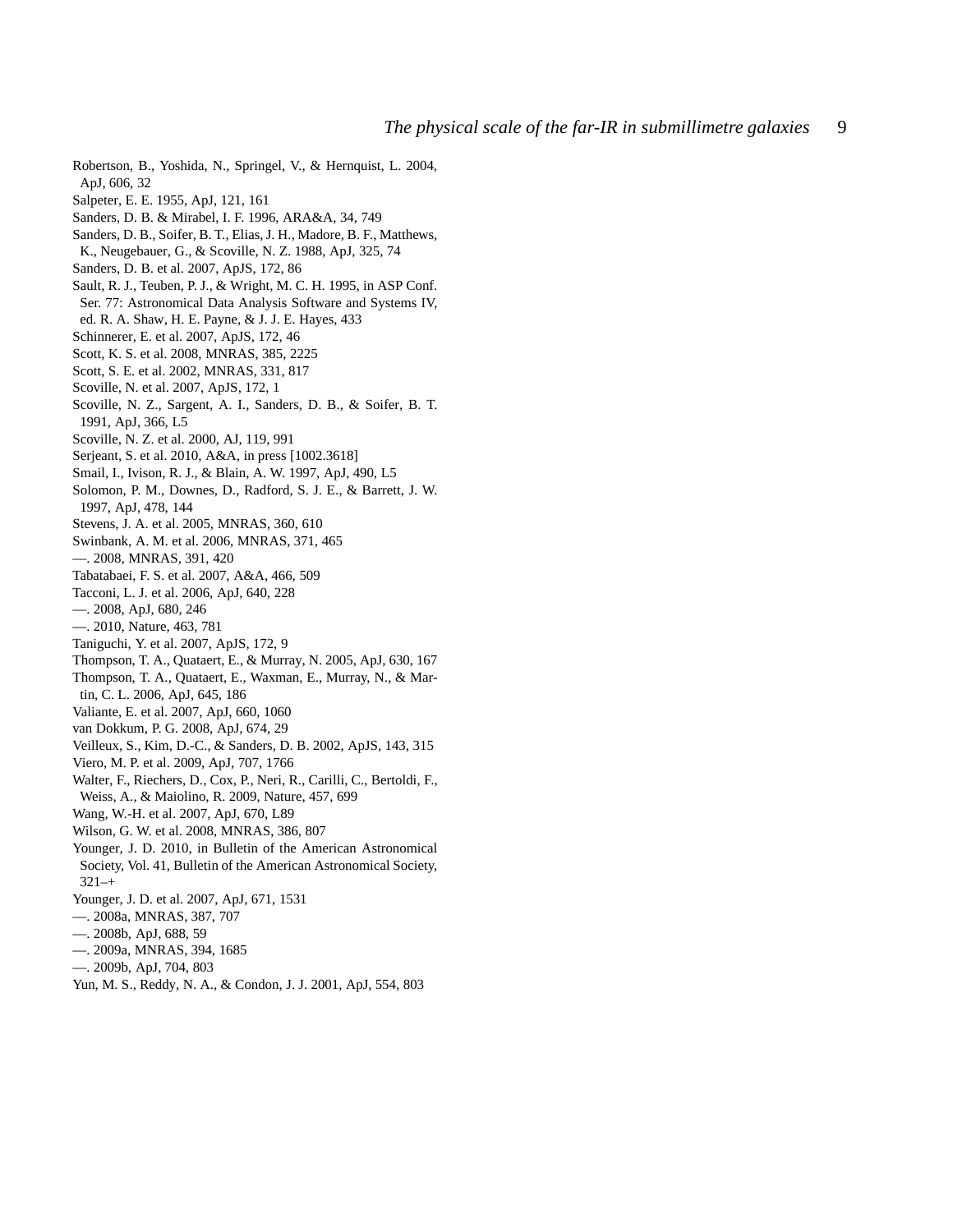Robertson, B., Yoshida, N., Springel, V., & Hernquist, L. 2004, ApJ, 606, 32

Salpeter, E. E. 1955, ApJ, 121, 161

Sanders, D. B. & Mirabel, I. F. 1996, ARA&A, 34, 749

Sanders, D. B., Soifer, B. T., Elias, J. H., Madore, B. F., Matthews, K., Neugebauer, G., & Scoville, N. Z. 1988, ApJ, 325, 74

Sanders, D. B. et al. 2007, ApJS, 172, 86

Sault, R. J., Teuben, P. J., & Wright, M. C. H. 1995, in ASP Conf. Ser. 77: Astronomical Data Analysis Software and Systems IV, ed. R. A. Shaw, H. E. Payne, & J. J. E. Hayes, 433

Schinnerer, E. et al. 2007, ApJS, 172, 46

Scott, K. S. et al. 2008, MNRAS, 385, 2225

Scott, S. E. et al. 2002, MNRAS, 331, 817

Scoville, N. et al. 2007, ApJS, 172, 1

Scoville, N. Z., Sargent, A. I., Sanders, D. B., & Soifer, B. T. 1991, ApJ, 366, L5

Scoville, N. Z. et al. 2000, AJ, 119, 991

Serjeant, S. et al. 2010, A&A, in press [1002.3618]

Smail, I., Ivison, R. J., & Blain, A. W. 1997, ApJ, 490, L5

Solomon, P. M., Downes, D., Radford, S. J. E., & Barrett, J. W. 1997, ApJ, 478, 144

Stevens, J. A. et al. 2005, MNRAS, 360, 610

Swinbank, A. M. et al. 2006, MNRAS, 371, 465

—. 2008, MNRAS, 391, 420

Tabatabaei, F. S. et al. 2007, A&A, 466, 509

Tacconi, L. J. et al. 2006, ApJ, 640, 228

—. 2008, ApJ, 680, 246

—. 2010, Nature, 463, 781

Taniguchi, Y. et al. 2007, ApJS, 172, 9

Thompson, T. A., Quataert, E., & Murray, N. 2005, ApJ, 630, 167

Thompson, T. A., Quataert, E., Waxman, E., Murray, N., & Martin, C. L. 2006, ApJ, 645, 186

Valiante, E. et al. 2007, ApJ, 660, 1060

van Dokkum, P. G. 2008, ApJ, 674, 29

Veilleux, S., Kim, D.-C., & Sanders, D. B. 2002, ApJS, 143, 315

Viero, M. P. et al. 2009, ApJ, 707, 1766

Walter, F., Riechers, D., Cox, P., Neri, R., Carilli, C., Bertoldi, F., Weiss, A., & Maiolino, R. 2009, Nature, 457, 699

Wang, W.-H. et al. 2007, ApJ, 670, L89

Wilson, G. W. et al. 2008, MNRAS, 386, 807

Younger, J. D. 2010, in Bulletin of the American Astronomical Society, Vol. 41, Bulletin of the American Astronomical Society, 321–+

Younger, J. D. et al. 2007, ApJ, 671, 1531

—. 2008a, MNRAS, 387, 707

—. 2008b, ApJ, 688, 59

—. 2009a, MNRAS, 394, 1685

—. 2009b, ApJ, 704, 803

Yun, M. S., Reddy, N. A., & Condon, J. J. 2001, ApJ, 554, 803